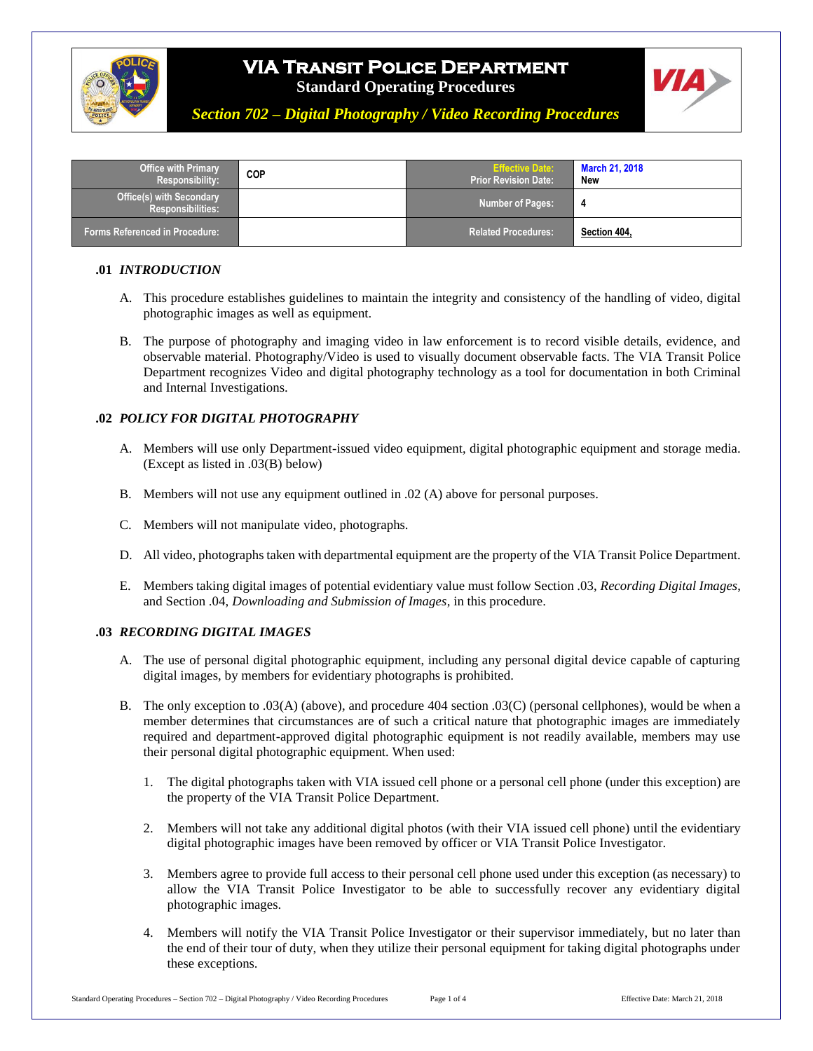# VIA Transit Police Department

**Standard Operating Procedures**

***Section 702 – Digital Photography / Video Recording Procedures***

| Office with Primary Responsibility: | COP | Effective Date: Prior Revision Date: | March 21, 2018 New |
|---|---|---|---|
| Office(s) with Secondary Responsibilities: | | Number of Pages: | 4 |
| Forms Referenced in Procedure: | | Related Procedures: | Section 404, |

## .01 *INTRODUCTION*

A. This procedure establishes guidelines to maintain the integrity and consistency of the handling of video, digital photographic images as well as equipment.

B. The purpose of photography and imaging video in law enforcement is to record visible details, evidence, and observable material. Photography/Video is used to visually document observable facts. The VIA Transit Police Department recognizes Video and digital photography technology as a tool for documentation in both Criminal and Internal Investigations.

## .02 *POLICY FOR DIGITAL PHOTOGRAPHY*

A. Members will use only Department-issued video equipment, digital photographic equipment and storage media. (Except as listed in .03(B) below)

B. Members will not use any equipment outlined in .02 (A) above for personal purposes.

C. Members will not manipulate video, photographs.

D. All video, photographs taken with departmental equipment are the property of the VIA Transit Police Department.

E. Members taking digital images of potential evidentiary value must follow Section .03, *Recording Digital Images*, and Section .04, *Downloading and Submission of Images*, in this procedure.

## .03 *RECORDING DIGITAL IMAGES*

A. The use of personal digital photographic equipment, including any personal digital device capable of capturing digital images, by members for evidentiary photographs is prohibited.

B. The only exception to .03(A) (above), and procedure 404 section .03(C) (personal cellphones), would be when a member determines that circumstances are of such a critical nature that photographic images are immediately required and department-approved digital photographic equipment is not readily available, members may use their personal digital photographic equipment. When used:

1. The digital photographs taken with VIA issued cell phone or a personal cell phone (under this exception) are the property of the VIA Transit Police Department.

2. Members will not take any additional digital photos (with their VIA issued cell phone) until the evidentiary digital photographic images have been removed by officer or VIA Transit Police Investigator.

3. Members agree to provide full access to their personal cell phone used under this exception (as necessary) to allow the VIA Transit Police Investigator to be able to successfully recover any evidentiary digital photographic images.

4. Members will notify the VIA Transit Police Investigator or their supervisor immediately, but no later than the end of their tour of duty, when they utilize their personal equipment for taking digital photographs under these exceptions.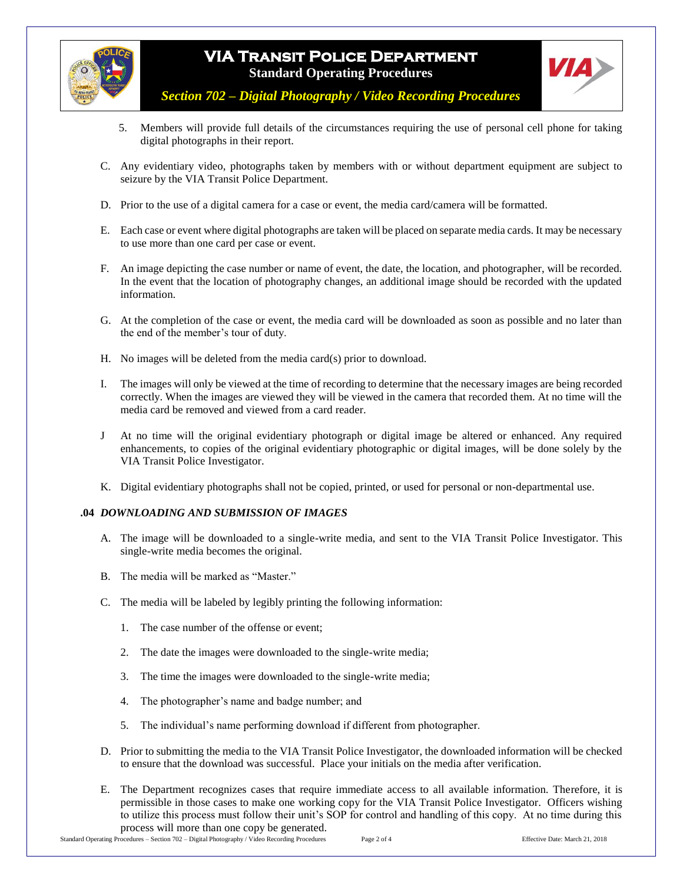5. Members will provide full details of the circumstances requiring the use of personal cell phone for taking digital photographs in their report.

C. Any evidentiary video, photographs taken by members with or without department equipment are subject to seizure by the VIA Transit Police Department.

D. Prior to the use of a digital camera for a case or event, the media card/camera will be formatted.

E. Each case or event where digital photographs are taken will be placed on separate media cards. It may be necessary to use more than one card per case or event.

F. An image depicting the case number or name of event, the date, the location, and photographer, will be recorded. In the event that the location of photography changes, an additional image should be recorded with the updated information.

G. At the completion of the case or event, the media card will be downloaded as soon as possible and no later than the end of the member's tour of duty.

H. No images will be deleted from the media card(s) prior to download.

I. The images will only be viewed at the time of recording to determine that the necessary images are being recorded correctly. When the images are viewed they will be viewed in the camera that recorded them. At no time will the media card be removed and viewed from a card reader.

J At no time will the original evidentiary photograph or digital image be altered or enhanced. Any required enhancements, to copies of the original evidentiary photographic or digital images, will be done solely by the VIA Transit Police Investigator.

K. Digital evidentiary photographs shall not be copied, printed, or used for personal or non-departmental use.

**.04** ***DOWNLOADING AND SUBMISSION OF IMAGES***

A. The image will be downloaded to a single-write media, and sent to the VIA Transit Police Investigator. This single-write media becomes the original.

B. The media will be marked as "Master."

C. The media will be labeled by legibly printing the following information:

1. The case number of the offense or event;
2. The date the images were downloaded to the single-write media;
3. The time the images were downloaded to the single-write media;
4. The photographer's name and badge number; and
5. The individual's name performing download if different from photographer.

D. Prior to submitting the media to the VIA Transit Police Investigator, the downloaded information will be checked to ensure that the download was successful. Place your initials on the media after verification.

E. The Department recognizes cases that require immediate access to all available information. Therefore, it is permissible in those cases to make one working copy for the VIA Transit Police Investigator. Officers wishing to utilize this process must follow their unit's SOP for control and handling of this copy. At no time during this process will more than one copy be generated.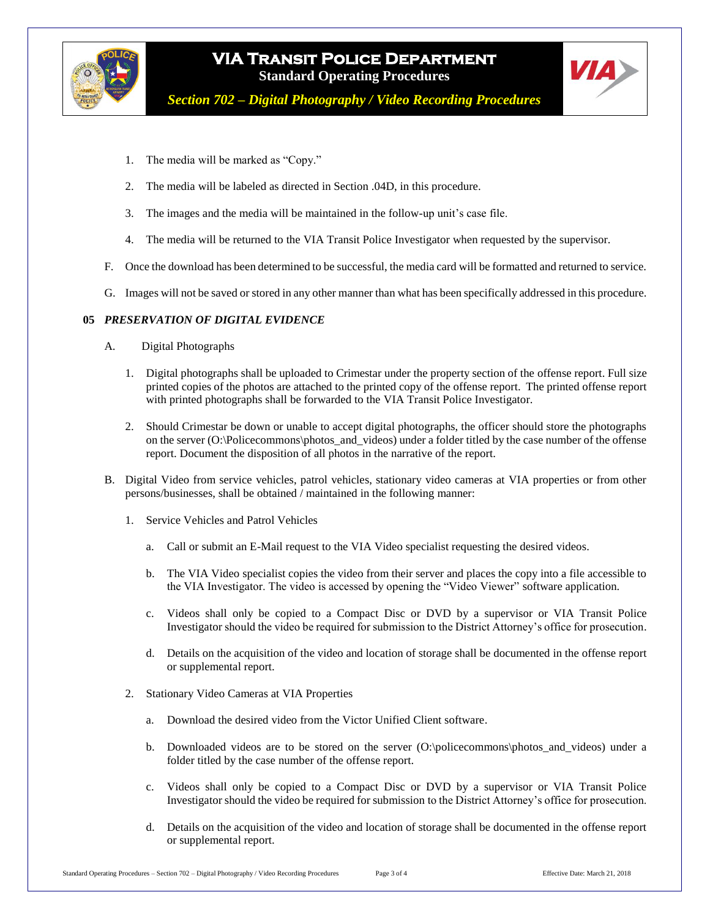1. The media will be marked as "Copy."

2. The media will be labeled as directed in Section .04D, in this procedure.

3. The images and the media will be maintained in the follow-up unit's case file.

4. The media will be returned to the VIA Transit Police Investigator when requested by the supervisor.

F. Once the download has been determined to be successful, the media card will be formatted and returned to service.

G. Images will not be saved or stored in any other manner than what has been specifically addressed in this procedure.

**05** ***PRESERVATION OF DIGITAL EVIDENCE***

A. Digital Photographs

1. Digital photographs shall be uploaded to Crimestar under the property section of the offense report. Full size printed copies of the photos are attached to the printed copy of the offense report. The printed offense report with printed photographs shall be forwarded to the VIA Transit Police Investigator.

2. Should Crimestar be down or unable to accept digital photographs, the officer should store the photographs on the server (O:\Policecommons\photos_and_videos) under a folder titled by the case number of the offense report. Document the disposition of all photos in the narrative of the report.

B. Digital Video from service vehicles, patrol vehicles, stationary video cameras at VIA properties or from other persons/businesses, shall be obtained / maintained in the following manner:

1. Service Vehicles and Patrol Vehicles

   a. Call or submit an E-Mail request to the VIA Video specialist requesting the desired videos.

   b. The VIA Video specialist copies the video from their server and places the copy into a file accessible to the VIA Investigator. The video is accessed by opening the "Video Viewer" software application.

   c. Videos shall only be copied to a Compact Disc or DVD by a supervisor or VIA Transit Police Investigator should the video be required for submission to the District Attorney's office for prosecution.

   d. Details on the acquisition of the video and location of storage shall be documented in the offense report or supplemental report.

2. Stationary Video Cameras at VIA Properties

   a. Download the desired video from the Victor Unified Client software.

   b. Downloaded videos are to be stored on the server (O:\policecommons\photos_and_videos) under a folder titled by the case number of the offense report.

   c. Videos shall only be copied to a Compact Disc or DVD by a supervisor or VIA Transit Police Investigator should the video be required for submission to the District Attorney's office for prosecution.

   d. Details on the acquisition of the video and location of storage shall be documented in the offense report or supplemental report.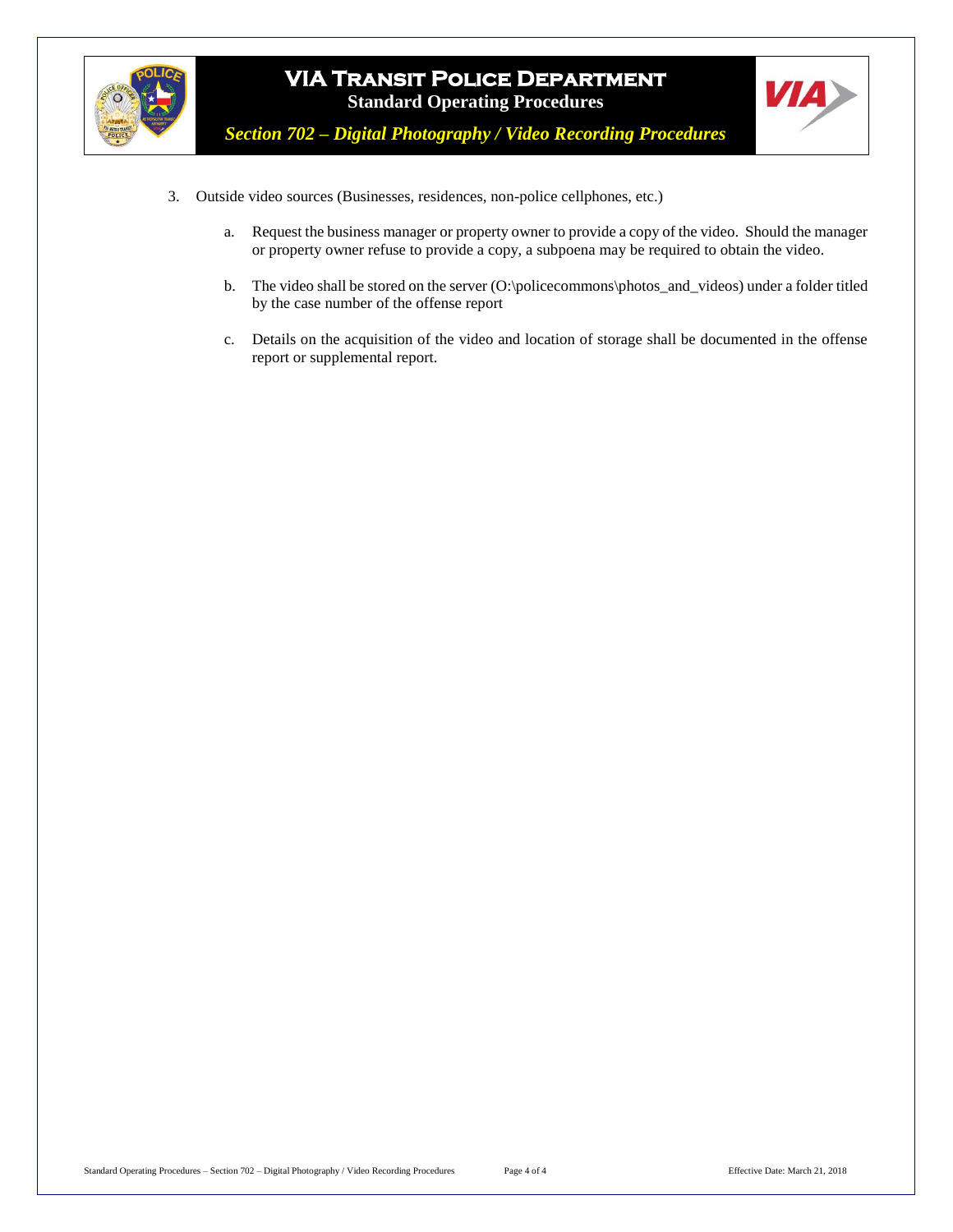3. Outside video sources (Businesses, residences, non-police cellphones, etc.)

   a. Request the business manager or property owner to provide a copy of the video. Should the manager or property owner refuse to provide a copy, a subpoena may be required to obtain the video.

   b. The video shall be stored on the server (O:\policecommons\photos_and_videos) under a folder titled by the case number of the offense report

   c. Details on the acquisition of the video and location of storage shall be documented in the offense report or supplemental report.